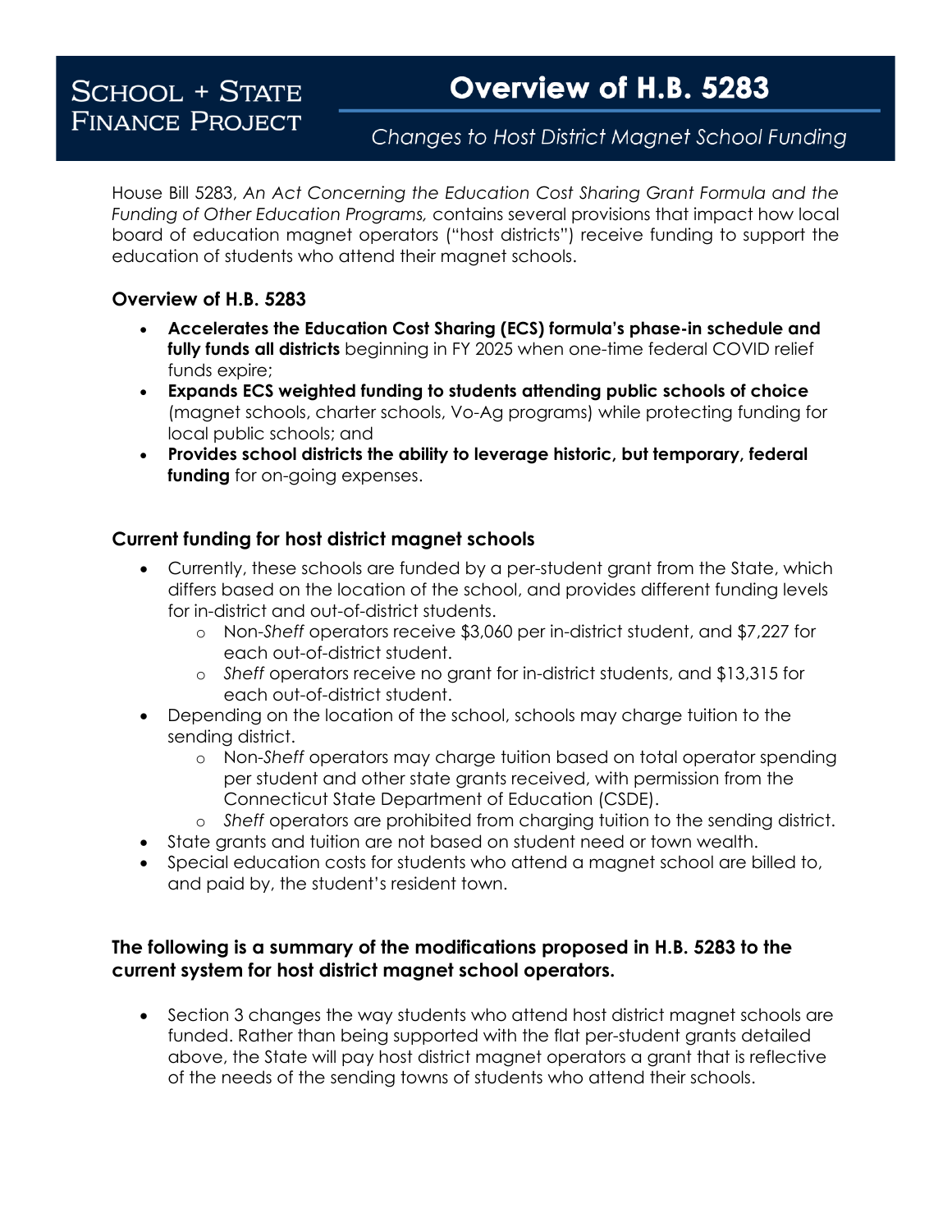# SCHOOL + STATE FINANCE PROJECT

# Overview of H.B. 5283

*Changes to Host District Magnet School Funding*

House Bill 5283, *An Act Concerning the Education Cost Sharing Grant Formula and the Funding of Other Education Programs,* contains several provisions that impact how local board of education magnet operators ("host districts") receive funding to support the education of students who attend their magnet schools.

### Overview of H.B. 5283

- **Accelerates the Education Cost Sharing (ECS) formula's phase-in schedule and fully funds all districts** beginning in FY 2025 when one-time federal COVID relief funds expire;
- **Expands ECS weighted funding to students attending public schools of choice** (magnet schools, charter schools, Vo-Ag programs) while protecting funding for local public schools; and
- **Provides school districts the ability to leverage historic, but temporary, federal funding** for on-going expenses.

### Current funding for host district magnet schools

- Currently, these schools are funded by a per-student grant from the State, which differs based on the location of the school, and provides different funding levels for in-district and out-of-district students.
  - Non-*Sheff* operators receive $3,060 per in-district student, and $7,227 for each out-of-district student.
  - *Sheff* operators receive no grant for in-district students, and $13,315 for each out-of-district student.
- Depending on the location of the school, schools may charge tuition to the sending district.
  - Non-*Sheff* operators may charge tuition based on total operator spending per student and other state grants received, with permission from the Connecticut State Department of Education (CSDE).
  - *Sheff* operators are prohibited from charging tuition to the sending district.
- State grants and tuition are not based on student need or town wealth.
- Special education costs for students who attend a magnet school are billed to, and paid by, the student's resident town.

### The following is a summary of the modifications proposed in H.B. 5283 to the current system for host district magnet school operators.

- Section 3 changes the way students who attend host district magnet schools are funded. Rather than being supported with the flat per-student grants detailed above, the State will pay host district magnet operators a grant that is reflective of the needs of the sending towns of students who attend their schools.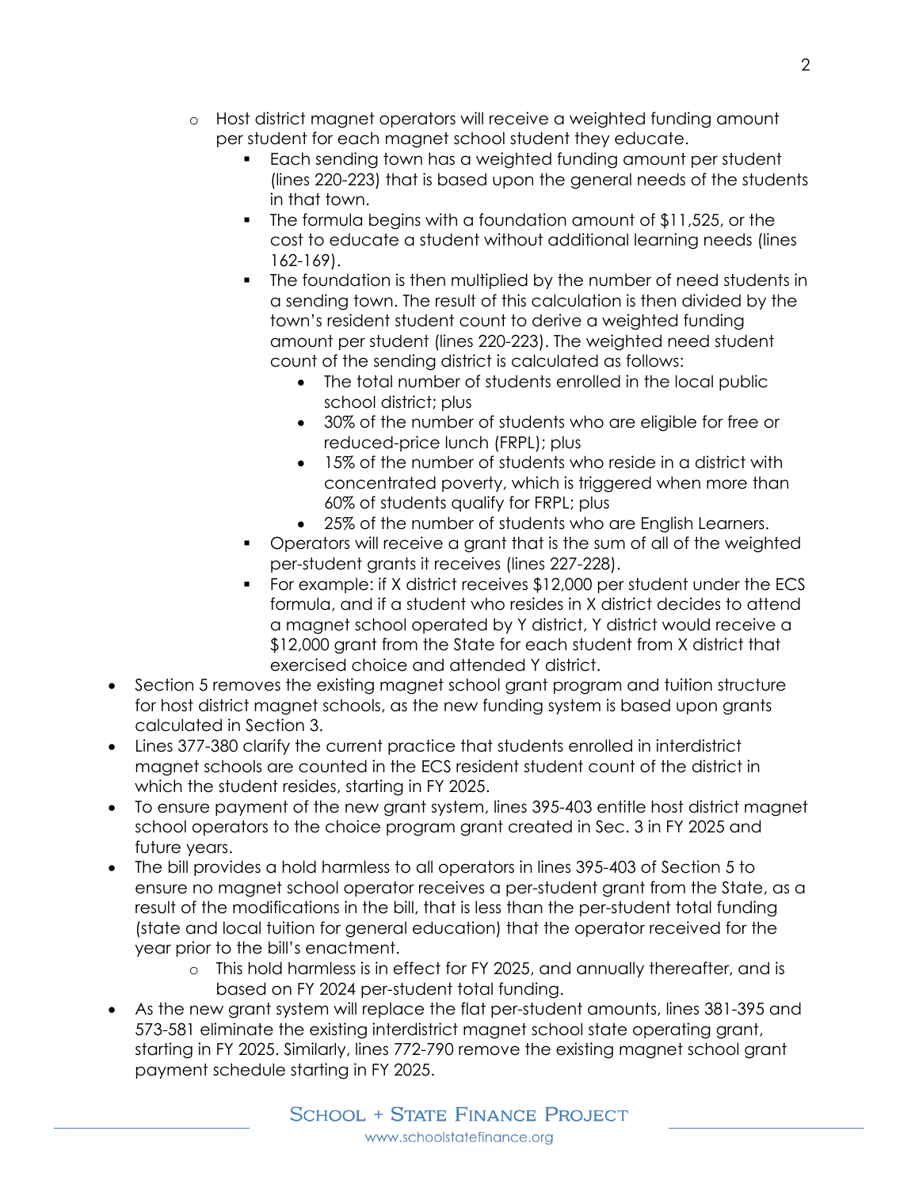- Host district magnet operators will receive a weighted funding amount per student for each magnet school student they educate.
    - Each sending town has a weighted funding amount per student (lines 220-223) that is based upon the general needs of the students in that town.
    - The formula begins with a foundation amount of $11,525, or the cost to educate a student without additional learning needs (lines 162-169).
    - The foundation is then multiplied by the number of need students in a sending town. The result of this calculation is then divided by the town's resident student count to derive a weighted funding amount per student (lines 220-223). The weighted need student count of the sending district is calculated as follows:
      - The total number of students enrolled in the local public school district; plus
      - 30% of the number of students who are eligible for free or reduced-price lunch (FRPL); plus
      - 15% of the number of students who reside in a district with concentrated poverty, which is triggered when more than 60% of students qualify for FRPL; plus
      - 25% of the number of students who are English Learners.
    - Operators will receive a grant that is the sum of all of the weighted per-student grants it receives (lines 227-228).
    - For example: if X district receives $12,000 per student under the ECS formula, and if a student who resides in X district decides to attend a magnet school operated by Y district, Y district would receive a $12,000 grant from the State for each student from X district that exercised choice and attended Y district.
- Section 5 removes the existing magnet school grant program and tuition structure for host district magnet schools, as the new funding system is based upon grants calculated in Section 3.
- Lines 377-380 clarify the current practice that students enrolled in interdistrict magnet schools are counted in the ECS resident student count of the district in which the student resides, starting in FY 2025.
- To ensure payment of the new grant system, lines 395-403 entitle host district magnet school operators to the choice program grant created in Sec. 3 in FY 2025 and future years.
- The bill provides a hold harmless to all operators in lines 395-403 of Section 5 to ensure no magnet school operator receives a per-student grant from the State, as a result of the modifications in the bill, that is less than the per-student total funding (state and local tuition for general education) that the operator received for the year prior to the bill's enactment.
  - This hold harmless is in effect for FY 2025, and annually thereafter, and is based on FY 2024 per-student total funding.
- As the new grant system will replace the flat per-student amounts, lines 381-395 and 573-581 eliminate the existing interdistrict magnet school state operating grant, starting in FY 2025. Similarly, lines 772-790 remove the existing magnet school grant payment schedule starting in FY 2025.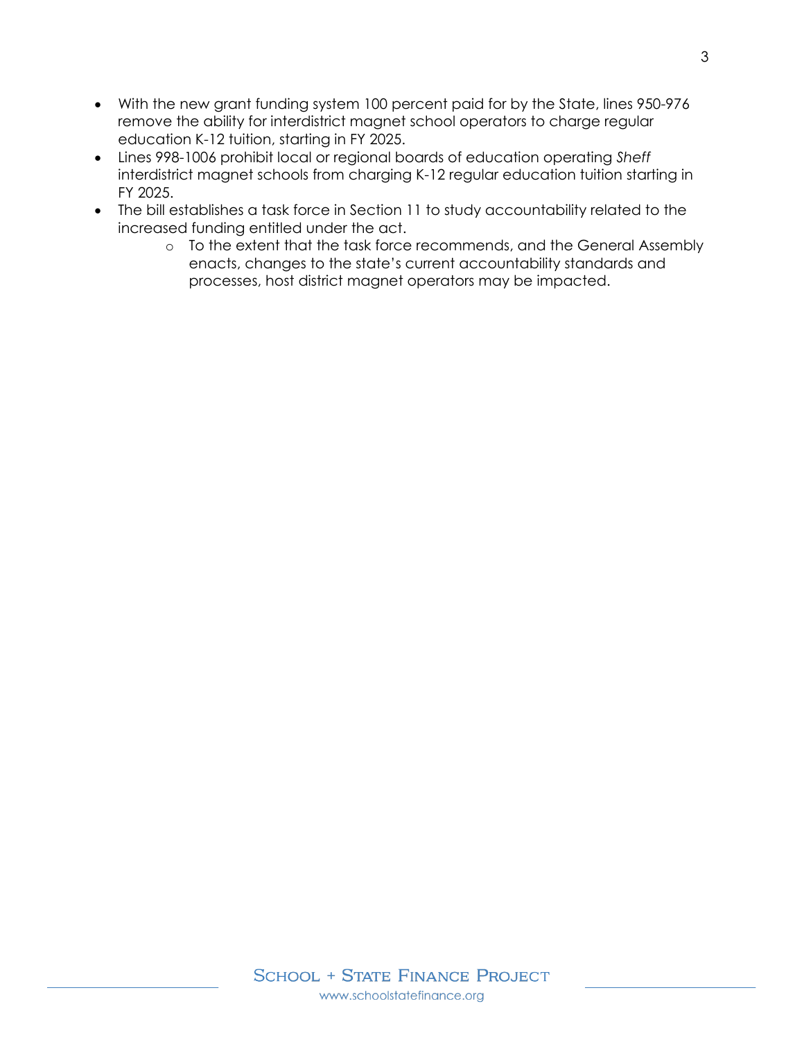- With the new grant funding system 100 percent paid for by the State, lines 950-976 remove the ability for interdistrict magnet school operators to charge regular education K-12 tuition, starting in FY 2025.
- Lines 998-1006 prohibit local or regional boards of education operating *Sheff* interdistrict magnet schools from charging K-12 regular education tuition starting in FY 2025.
- The bill establishes a task force in Section 11 to study accountability related to the increased funding entitled under the act.
    - To the extent that the task force recommends, and the General Assembly enacts, changes to the state's current accountability standards and processes, host district magnet operators may be impacted.